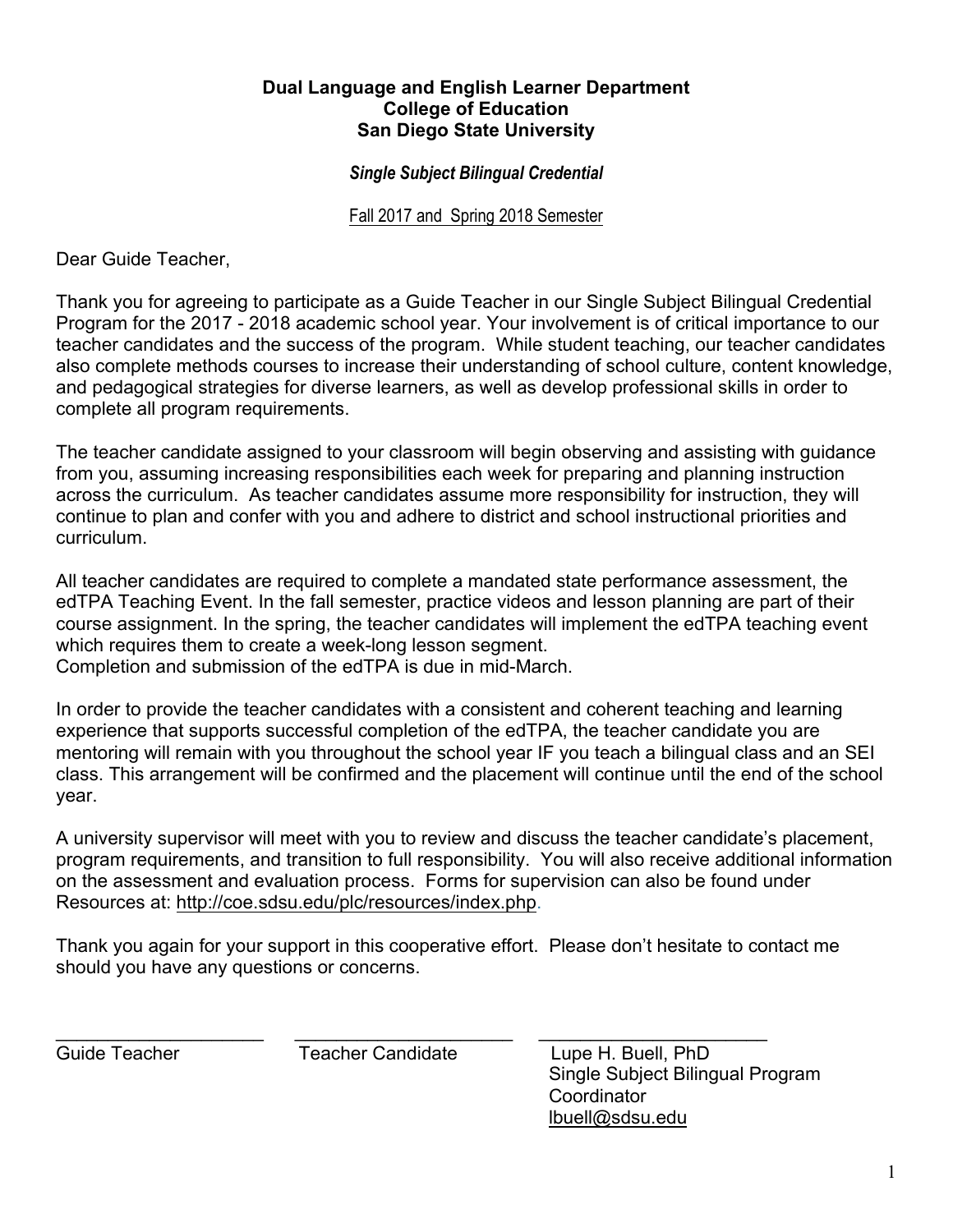**Dual Language and English Learner Department**
**College of Education**
**San Diego State University**

***Single Subject Bilingual Credential***

Fall 2017 and Spring 2018 Semester

Dear Guide Teacher,

Thank you for agreeing to participate as a Guide Teacher in our Single Subject Bilingual Credential Program for the 2017 - 2018 academic school year. Your involvement is of critical importance to our teacher candidates and the success of the program. While student teaching, our teacher candidates also complete methods courses to increase their understanding of school culture, content knowledge, and pedagogical strategies for diverse learners, as well as develop professional skills in order to complete all program requirements.

The teacher candidate assigned to your classroom will begin observing and assisting with guidance from you, assuming increasing responsibilities each week for preparing and planning instruction across the curriculum. As teacher candidates assume more responsibility for instruction, they will continue to plan and confer with you and adhere to district and school instructional priorities and curriculum.

All teacher candidates are required to complete a mandated state performance assessment, the edTPA Teaching Event. In the fall semester, practice videos and lesson planning are part of their course assignment. In the spring, the teacher candidates will implement the edTPA teaching event which requires them to create a week-long lesson segment.
Completion and submission of the edTPA is due in mid-March.

In order to provide the teacher candidates with a consistent and coherent teaching and learning experience that supports successful completion of the edTPA, the teacher candidate you are mentoring will remain with you throughout the school year IF you teach a bilingual class and an SEI class. This arrangement will be confirmed and the placement will continue until the end of the school year.

A university supervisor will meet with you to review and discuss the teacher candidate's placement, program requirements, and transition to full responsibility. You will also receive additional information on the assessment and evaluation process. Forms for supervision can also be found under Resources at: http://coe.sdsu.edu/plc/resources/index.php.

Thank you again for your support in this cooperative effort. Please don't hesitate to contact me should you have any questions or concerns.

| ____________________ | ____________________ | ____________________ |
|---|---|---|
| Guide Teacher | Teacher Candidate | Lupe H. Buell, PhD<br>Single Subject Bilingual Program Coordinator<br>lbuell@sdsu.edu |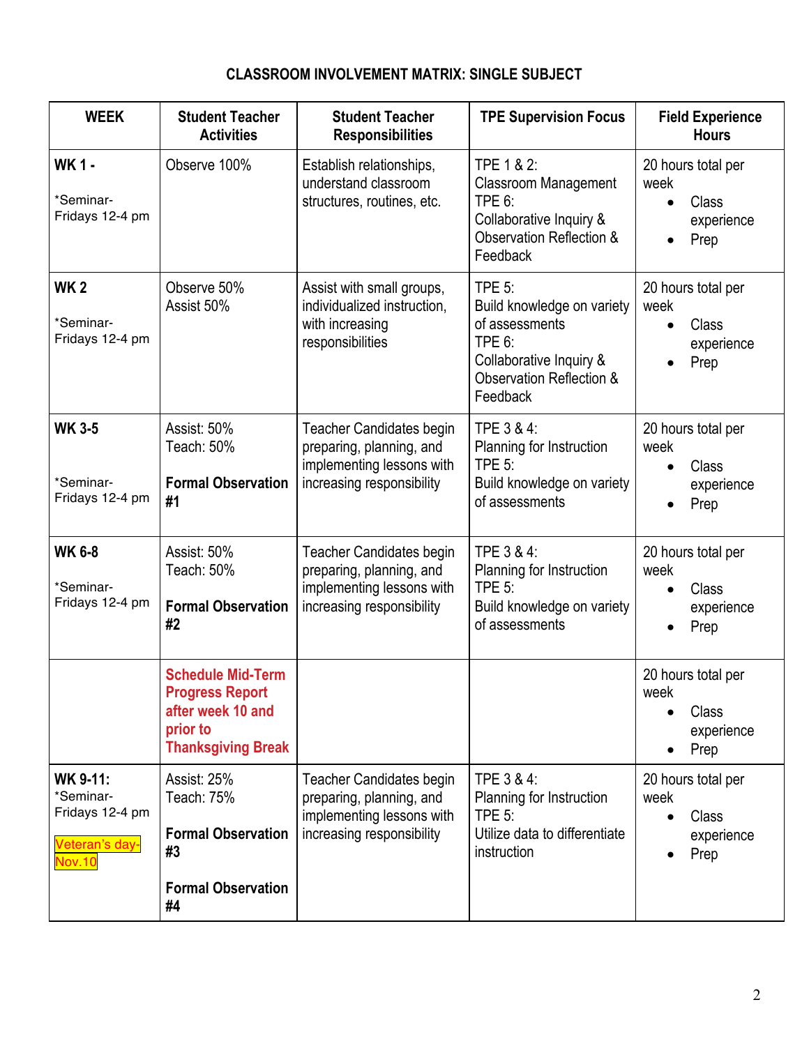### CLASSROOM INVOLVEMENT MATRIX: SINGLE SUBJECT

| WEEK | Student Teacher Activities | Student Teacher Responsibilities | TPE Supervision Focus | Field Experience Hours |
|---|---|---|---|---|
| **WK 1 -**<br><br>*Seminar- Fridays 12-4 pm | Observe 100% | Establish relationships, understand classroom structures, routines, etc. | TPE 1 & 2:<br>Classroom Management<br>TPE 6:<br>Collaborative Inquiry & Observation Reflection & Feedback | 20 hours total per week<br>• Class experience<br>• Prep |
| **WK 2**<br><br>*Seminar- Fridays 12-4 pm | Observe 50%<br>Assist 50% | Assist with small groups, individualized instruction, with increasing responsibilities | TPE 5:<br>Build knowledge on variety of assessments<br>TPE 6:<br>Collaborative Inquiry & Observation Reflection & Feedback | 20 hours total per week<br>• Class experience<br>• Prep |
| **WK 3-5**<br><br>*Seminar- Fridays 12-4 pm | Assist: 50%<br>Teach: 50%<br><br>**Formal Observation #1** | Teacher Candidates begin preparing, planning, and implementing lessons with increasing responsibility | TPE 3 & 4:<br>Planning for Instruction<br>TPE 5:<br>Build knowledge on variety of assessments | 20 hours total per week<br>• Class experience<br>• Prep |
| **WK 6-8**<br><br>*Seminar- Fridays 12-4 pm | Assist: 50%<br>Teach: 50%<br><br>**Formal Observation #2** | Teacher Candidates begin preparing, planning, and implementing lessons with increasing responsibility | TPE 3 & 4:<br>Planning for Instruction<br>TPE 5:<br>Build knowledge on variety of assessments | 20 hours total per week<br>• Class experience<br>• Prep |
| | **Schedule Mid-Term Progress Report after week 10 and prior to Thanksgiving Break** | | | 20 hours total per week<br>• Class experience<br>• Prep |
| **WK 9-11:**<br>*Seminar- Fridays 12-4 pm<br><br>Veteran's day- Nov.10 | Assist: 25%<br>Teach: 75%<br><br>**Formal Observation #3**<br><br>**Formal Observation #4** | Teacher Candidates begin preparing, planning, and implementing lessons with increasing responsibility | TPE 3 & 4:<br>Planning for Instruction<br>TPE 5:<br>Utilize data to differentiate instruction | 20 hours total per week<br>• Class experience<br>• Prep |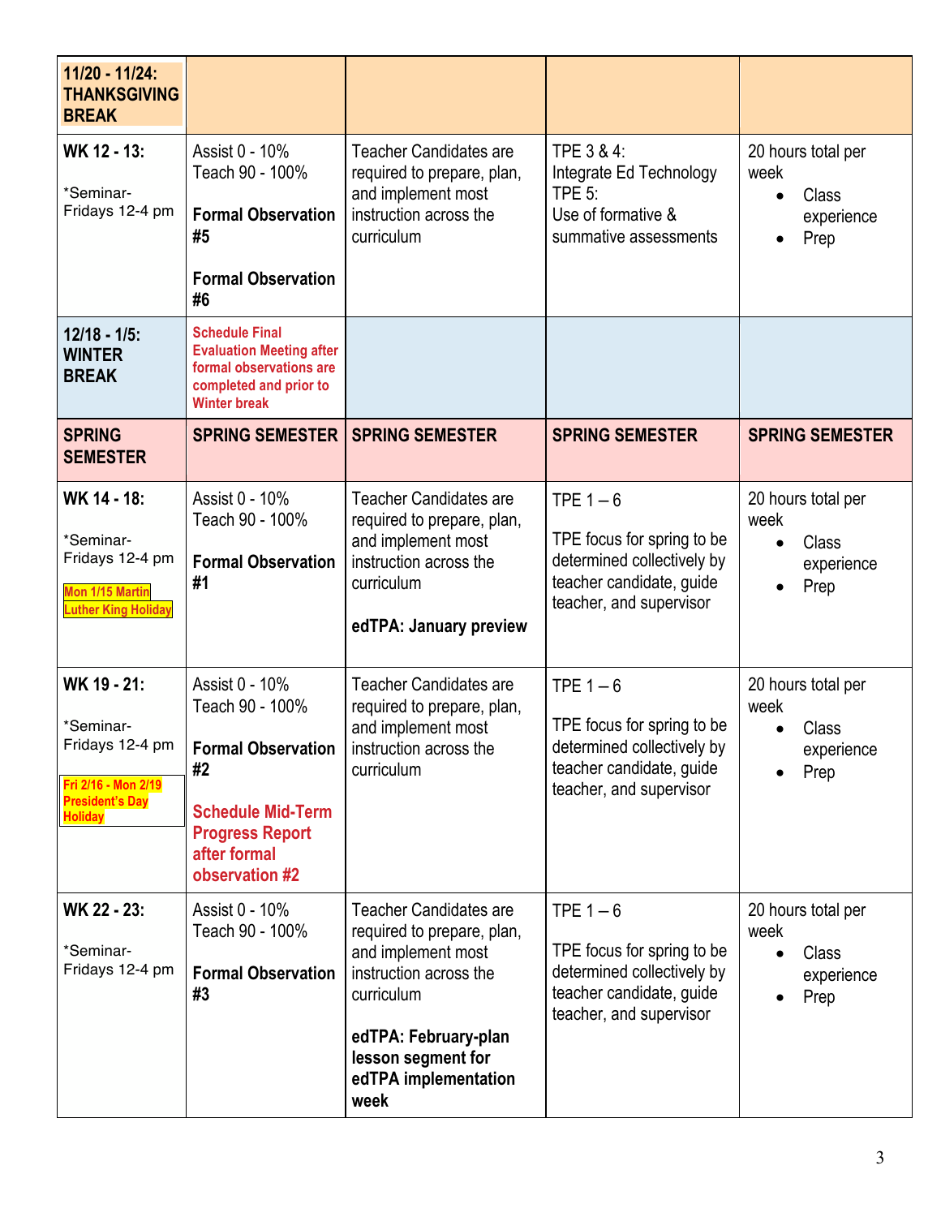| **11/20 - 11/24: THANKSGIVING BREAK** | | | | |
|---|---|---|---|---|
| **WK 12 - 13:**<br><br>*Seminar- Fridays 12-4 pm | Assist 0 - 10%<br>Teach 90 - 100%<br><br>**Formal Observation #5**<br><br>**Formal Observation #6** | Teacher Candidates are required to prepare, plan, and implement most instruction across the curriculum | TPE 3 & 4:<br>Integrate Ed Technology<br>TPE 5:<br>Use of formative & summative assessments | 20 hours total per week<br>• Class experience<br>• Prep |
| **12/18 - 1/5: WINTER BREAK** | **Schedule Final Evaluation Meeting after formal observations are completed and prior to Winter break** | | | |
| **SPRING SEMESTER** | **SPRING SEMESTER** | **SPRING SEMESTER** | **SPRING SEMESTER** | **SPRING SEMESTER** |
| **WK 14 - 18:**<br><br>*Seminar- Fridays 12-4 pm<br><br>**Mon 1/15 Martin Luther King Holiday** | Assist 0 - 10%<br>Teach 90 - 100%<br><br>**Formal Observation #1** | Teacher Candidates are required to prepare, plan, and implement most instruction across the curriculum<br><br>**edTPA: January preview** | TPE 1 – 6<br><br>TPE focus for spring to be determined collectively by teacher candidate, guide teacher, and supervisor | 20 hours total per week<br>• Class experience<br>• Prep |
| **WK 19 - 21:**<br><br>*Seminar- Fridays 12-4 pm<br><br>**Fri 2/16 - Mon 2/19 President's Day Holiday** | Assist 0 - 10%<br>Teach 90 - 100%<br><br>**Formal Observation #2**<br><br>**Schedule Mid-Term Progress Report after formal observation #2** | Teacher Candidates are required to prepare, plan, and implement most instruction across the curriculum | TPE 1 – 6<br><br>TPE focus for spring to be determined collectively by teacher candidate, guide teacher, and supervisor | 20 hours total per week<br>• Class experience<br>• Prep |
| **WK 22 - 23:**<br><br>*Seminar- Fridays 12-4 pm | Assist 0 - 10%<br>Teach 90 - 100%<br><br>**Formal Observation #3** | Teacher Candidates are required to prepare, plan, and implement most instruction across the curriculum<br><br>**edTPA: February-plan lesson segment for edTPA implementation week** | TPE 1 – 6<br><br>TPE focus for spring to be determined collectively by teacher candidate, guide teacher, and supervisor | 20 hours total per week<br>• Class experience<br>• Prep |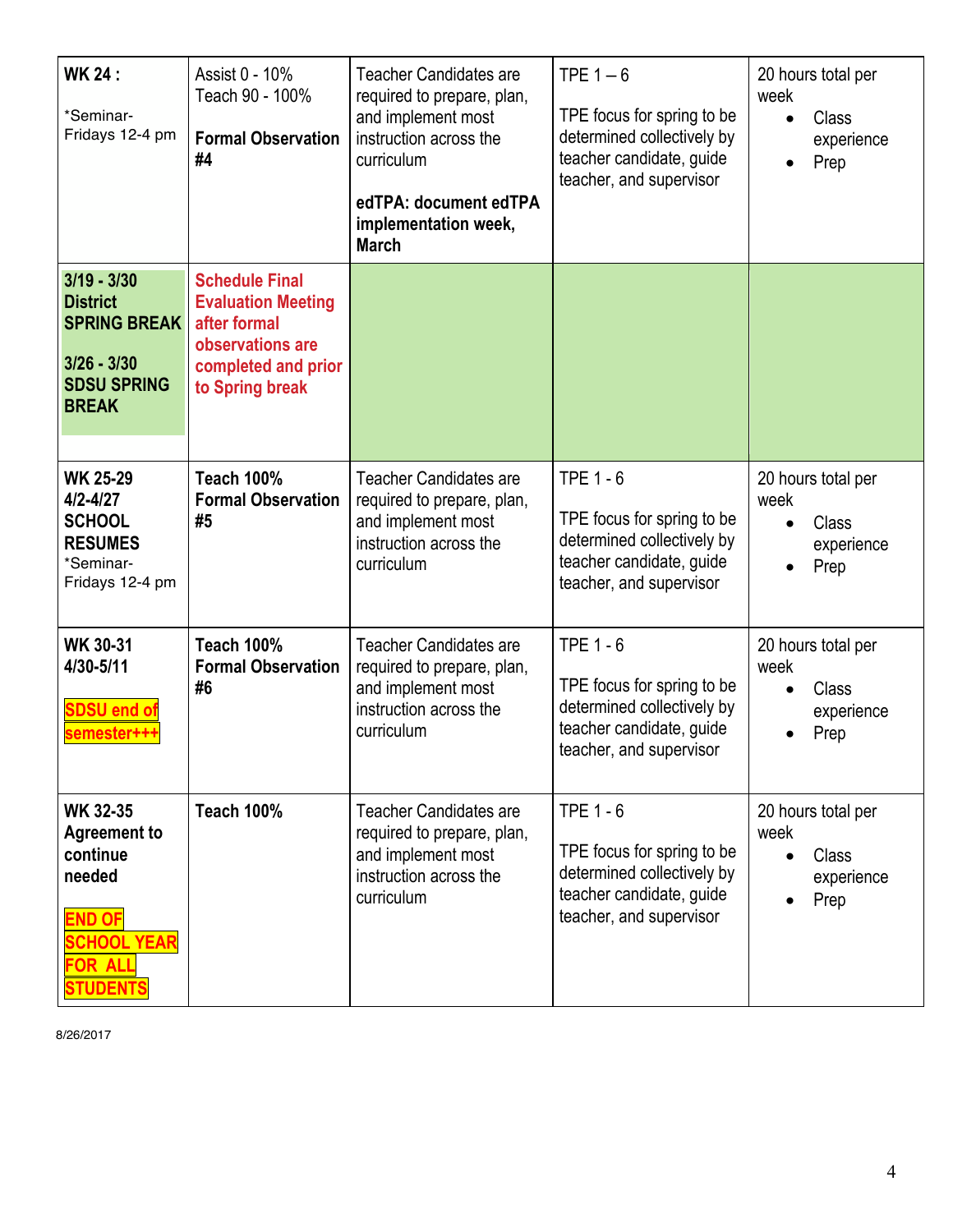| | | | | |
|---|---|---|---|---|
| **WK 24 :**<br><br>*Seminar- Fridays 12-4 pm | Assist 0 - 10%<br>Teach 90 - 100%<br><br>**Formal Observation #4** | Teacher Candidates are required to plan, and implement most instruction across the curriculum<br><br>**edTPA: document edTPA implementation week, March** | TPE 1 – 6<br><br>TPE focus for spring to be determined collectively by teacher candidate, guide teacher, and supervisor | 20 hours total per week<br>• Class experience<br>• Prep |
| **3/19 - 3/30 District SPRING BREAK**<br><br>**3/26 - 3/30 SDSU SPRING BREAK** | **Schedule Final Evaluation Meeting after formal observations are completed and prior to Spring break** | | | |
| **WK 25-29 4/2-4/27 SCHOOL RESUMES**<br>*Seminar- Fridays 12-4 pm | **Teach 100% Formal Observation #5** | Teacher Candidates are required to prepare, plan, and implement most instruction across the curriculum | TPE 1 - 6<br><br>TPE focus for spring to be determined collectively by teacher candidate, guide teacher, and supervisor | 20 hours total per week<br>• Class experience<br>• Prep |
| **WK 30-31 4/30-5/11**<br><br>**SDSU end of semester+++** | **Teach 100% Formal Observation #6** | Teacher Candidates are required to prepare, plan, and implement most instruction across the curriculum | TPE 1 - 6<br><br>TPE focus for spring to be determined collectively by teacher candidate, guide teacher, and supervisor | 20 hours total per week<br>• Class experience<br>• Prep |
| **WK 32-35 Agreement to continue needed**<br><br>**END OF SCHOOL YEAR FOR ALL STUDENTS** | **Teach 100%** | Teacher Candidates are required to prepare, plan, and implement most instruction across the curriculum | TPE 1 - 6<br><br>TPE focus for spring to be determined collectively by teacher candidate, guide teacher, and supervisor | 20 hours total per week<br>• Class experience<br>• Prep |

8/26/2017